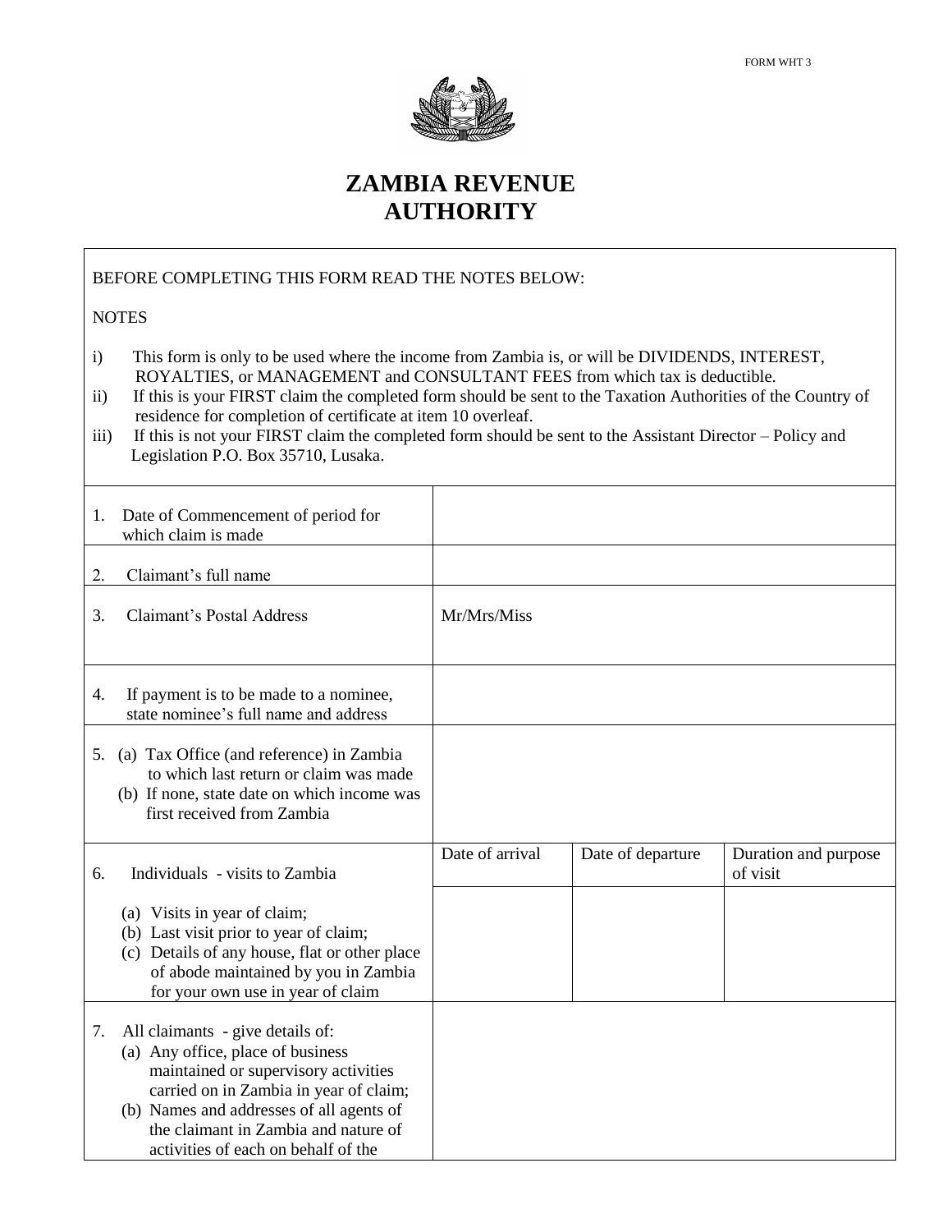FORM WHT 3

# ZAMBIA REVENUE AUTHORITY

BEFORE COMPLETING THIS FORM READ THE NOTES BELOW:

NOTES

i) This form is only to be used where the income from Zambia is, or will be DIVIDENDS, INTEREST, ROYALTIES, or MANAGEMENT and CONSULTANT FEES from which tax is deductible.
ii) If this is your FIRST claim the completed form should be sent to the Taxation Authorities of the Country of residence for completion of certificate at item 10 overleaf.
iii) If this is not your FIRST claim the completed form should be sent to the Assistant Director – Policy and Legislation P.O. Box 35710, Lusaka.

| | | | |
|---|---|---|---|
| 1. Date of Commencement of period for which claim is made | | | |
| 2. Claimant's full name | | | |
| 3. Claimant's Postal Address | Mr/Mrs/Miss | | |
| 4. If payment is to be made to a nominee, state nominee's full name and address | | | |
| 5. (a) Tax Office (and reference) in Zambia to which last return or claim was made<br>(b) If none, state date on which income was first received from Zambia | | | |
| 6. Individuals - visits to Zambia | Date of arrival | Date of departure | Duration and purpose of visit |
| (a) Visits in year of claim;<br>(b) Last visit prior to year of claim;<br>(c) Details of any house, flat or other place of abode maintained by you in Zambia for your own use in year of claim | | | |
| 7. All claimants - give details of:<br>(a) Any office, place of business maintained or supervisory activities carried on in Zambia in year of claim;<br>(b) Names and addresses of all agents of the claimant in Zambia and nature of activities of each on behalf of the | | | |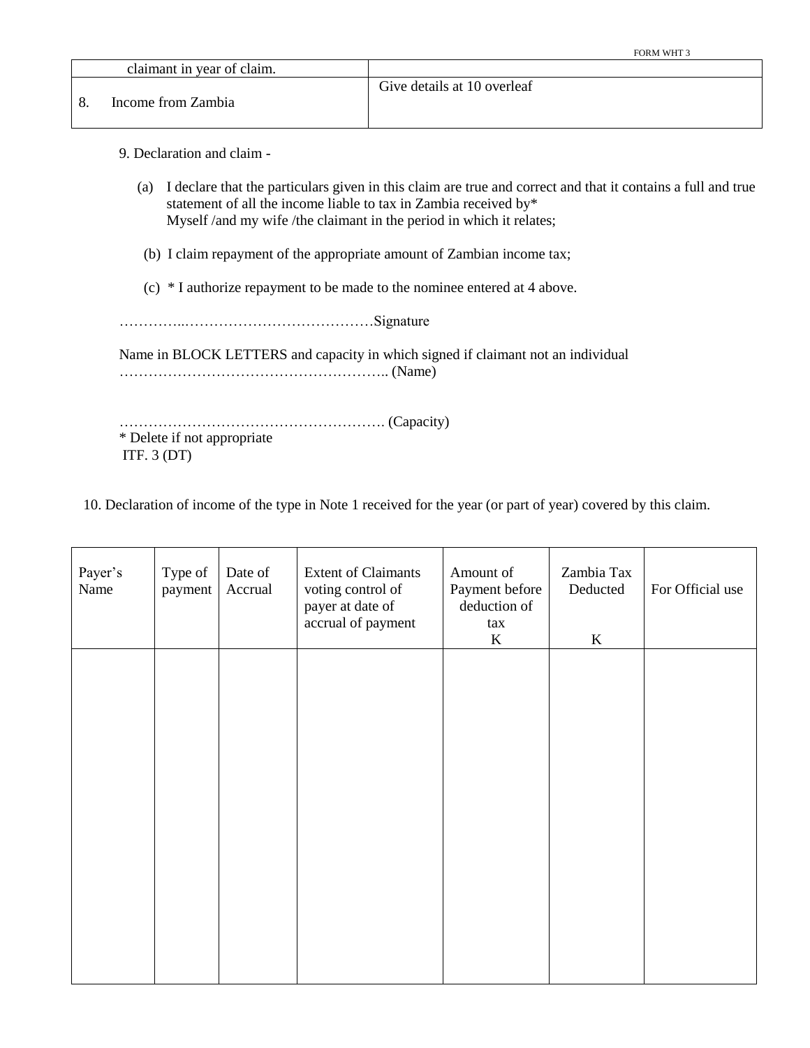| claimant in year of claim. | |
|---|---|
| 8. Income from Zambia | Give details at 10 overleaf |

9. Declaration and claim -

(a) I declare that the particulars given in this claim are true and correct and that it contains a full and true statement of all the income liable to tax in Zambia received by*
Myself /and my wife /the claimant in the period in which it relates;

(b) I claim repayment of the appropriate amount of Zambian income tax;

(c) * I authorize repayment to be made to the nominee entered at 4 above.

…………..…………………………………Signature

Name in BLOCK LETTERS and capacity in which signed if claimant not an individual
……………………………………………….. (Name)

………………………………………………. (Capacity)
* Delete if not appropriate
ITF. 3 (DT)

10. Declaration of income of the type in Note 1 received for the year (or part of year) covered by this claim.

| Payer's Name | Type of payment | Date of Accrual | Extent of Claimants voting control of payer at date of accrual of payment | Amount of Payment before deduction of tax K | Zambia Tax Deducted K | For Official use |
|---|---|---|---|---|---|---|
| | | | | | | |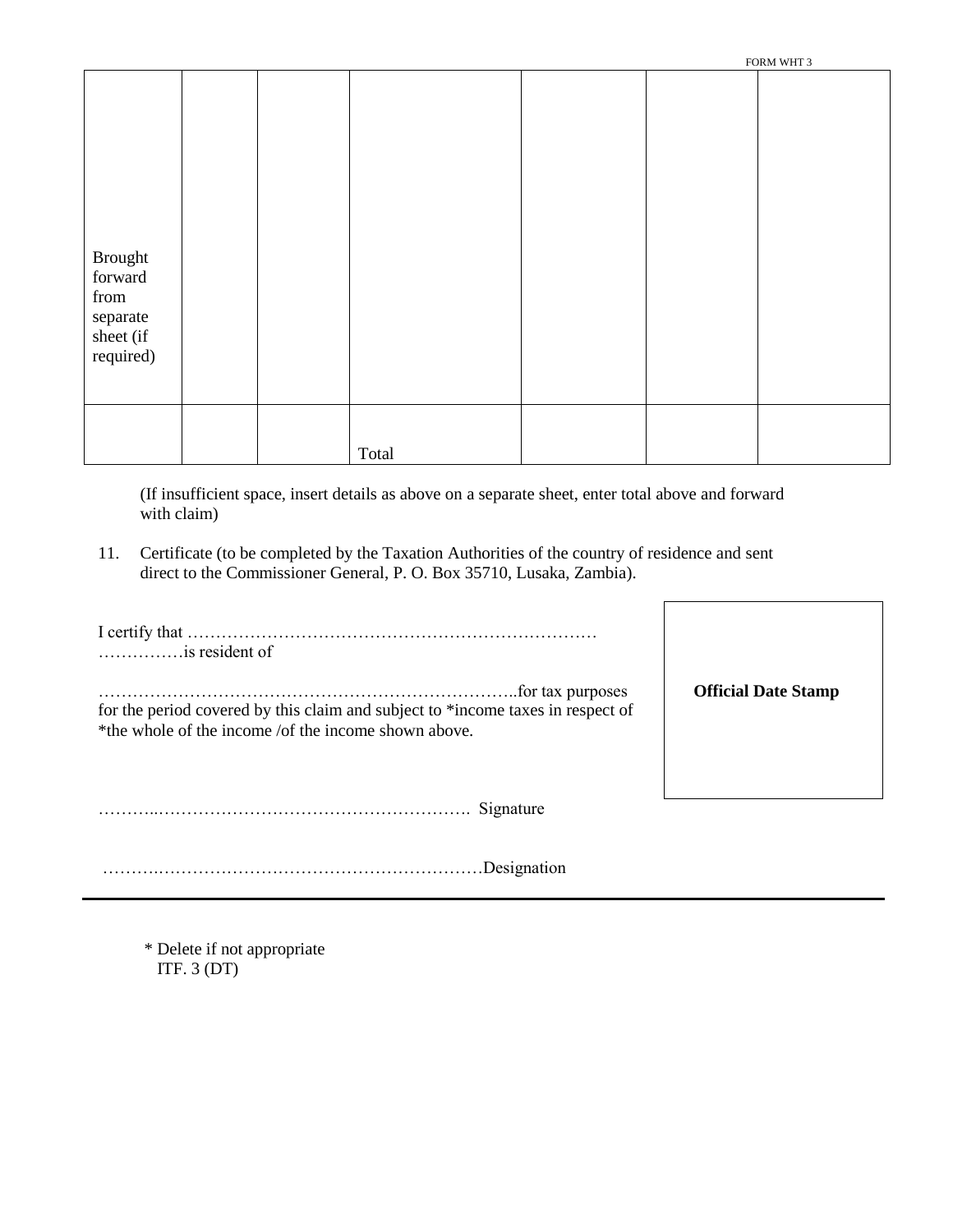| | | | | | | |
|---|---|---|---|---|---|---|
| Brought forward from separate sheet (if required) | | | | | | |
| | | | Total | | | |

(If insufficient space, insert details as above on a separate sheet, enter total above and forward with claim)

11. Certificate (to be completed by the Taxation Authorities of the country of residence and sent direct to the Commissioner General, P. O. Box 35710, Lusaka, Zambia).

I certify that ………………………………………………………………… ……………is resident of

…………………………………………………………………..for tax purposes for the period covered by this claim and subject to *income taxes in respect of *the whole of the income /of the income shown above.

**Official Date Stamp**

………..……………………………………………………. Signature

……….…………………………………………………Designation

---

\* Delete if not appropriate
ITF. 3 (DT)